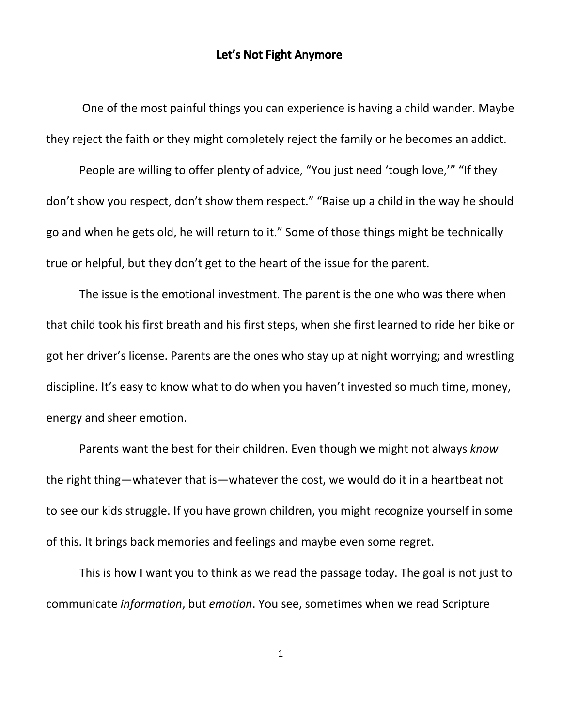# Let's Not Fight Anymore

One of the most painful things you can experience is having a child wander. Maybe they reject the faith or they might completely reject the family or he becomes an addict.

People are willing to offer plenty of advice, "You just need 'tough love,'" "If they don't show you respect, don't show them respect." "Raise up a child in the way he should go and when he gets old, he will return to it." Some of those things might be technically true or helpful, but they don't get to the heart of the issue for the parent.

The issue is the emotional investment. The parent is the one who was there when that child took his first breath and his first steps, when she first learned to ride her bike or got her driver's license. Parents are the ones who stay up at night worrying; and wrestling discipline. It's easy to know what to do when you haven't invested so much time, money, energy and sheer emotion.

Parents want the best for their children. Even though we might not always *know* the right thing—whatever that is—whatever the cost, we would do it in a heartbeat not to see our kids struggle. If you have grown children, you might recognize yourself in some of this. It brings back memories and feelings and maybe even some regret.

This is how I want you to think as we read the passage today. The goal is not just to communicate *information*, but *emotion*. You see, sometimes when we read Scripture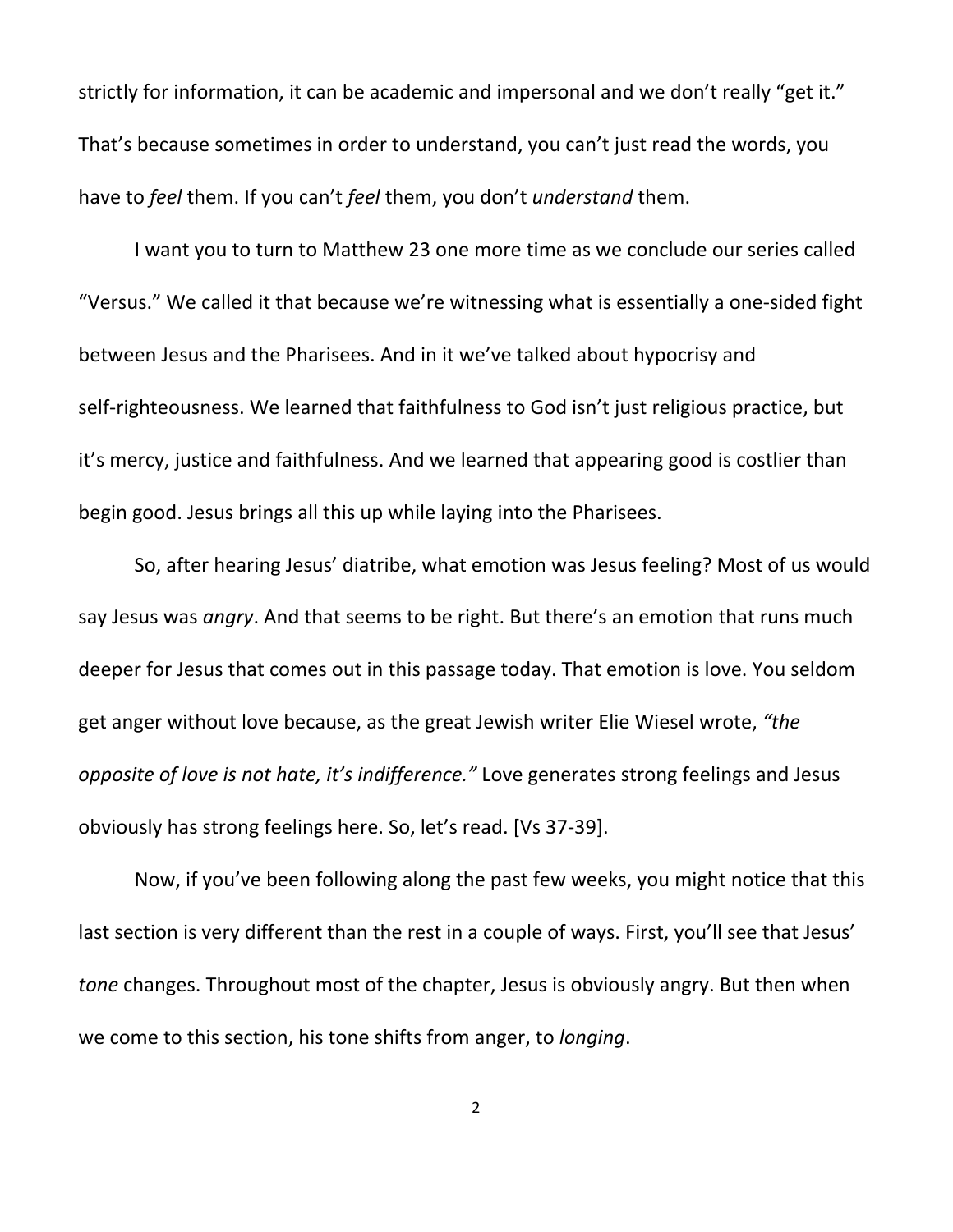strictly for information, it can be academic and impersonal and we don't really "get it." That's because sometimes in order to understand, you can't just read the words, you have to *feel* them. If you can't *feel* them, you don't *understand* them.

I want you to turn to Matthew 23 one more time as we conclude our series called "Versus." We called it that because we're witnessing what is essentially a one-sided fight between Jesus and the Pharisees. And in it we've talked about hypocrisy and self-righteousness. We learned that faithfulness to God isn't just religious practice, but it's mercy, justice and faithfulness. And we learned that appearing good is costlier than begin good. Jesus brings all this up while laying into the Pharisees.

So, after hearing Jesus' diatribe, what emotion was Jesus feeling? Most of us would say Jesus was *angry*. And that seems to be right. But there's an emotion that runs much deeper for Jesus that comes out in this passage today. That emotion is love. You seldom get anger without love because, as the great Jewish writer Elie Wiesel wrote, *"the opposite of love is not hate, it's indifference."* Love generates strong feelings and Jesus obviously has strong feelings here. So, let's read. [Vs 37-39].

Now, if you've been following along the past few weeks, you might notice that this last section is very different than the rest in a couple of ways. First, you'll see that Jesus' *tone* changes. Throughout most of the chapter, Jesus is obviously angry. But then when we come to this section, his tone shifts from anger, to *longing*.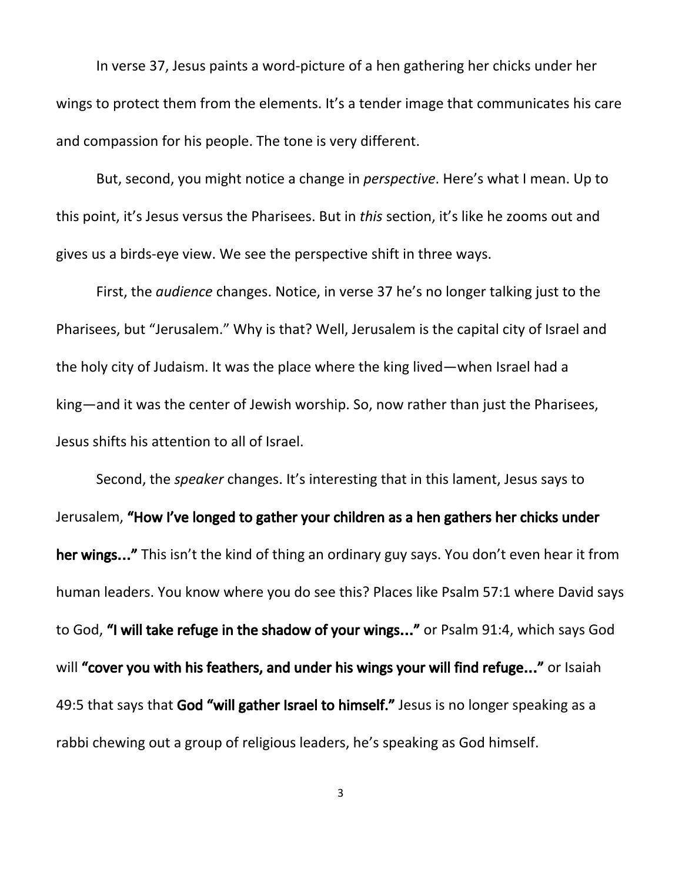In verse 37, Jesus paints a word-picture of a hen gathering her chicks under her wings to protect them from the elements. It's a tender image that communicates his care and compassion for his people. The tone is very different.

But, second, you might notice a change in *perspective*. Here's what I mean. Up to this point, it's Jesus versus the Pharisees. But in *this* section, it's like he zooms out and gives us a birds-eye view. We see the perspective shift in three ways.

First, the *audience* changes. Notice, in verse 37 he's no longer talking just to the Pharisees, but "Jerusalem." Why is that? Well, Jerusalem is the capital city of Israel and the holy city of Judaism. It was the place where the king lived—when Israel had a king—and it was the center of Jewish worship. So, now rather than just the Pharisees, Jesus shifts his attention to all of Israel.

Second, the *speaker* changes. It's interesting that in this lament, Jesus says to Jerusalem, **"How I've longed to gather your children as a hen gathers her chicks under her wings..."** This isn't the kind of thing an ordinary guy says. You don't even hear it from human leaders. You know where you do see this? Places like Psalm 57:1 where David says to God, **"I will take refuge in the shadow of your wings..."** or Psalm 91:4, which says God will **"cover you with his feathers, and under his wings your will find refuge..."** or Isaiah 49:5 that says that **God "will gather Israel to himself."** Jesus is no longer speaking as a rabbi chewing out a group of religious leaders, he's speaking as God himself.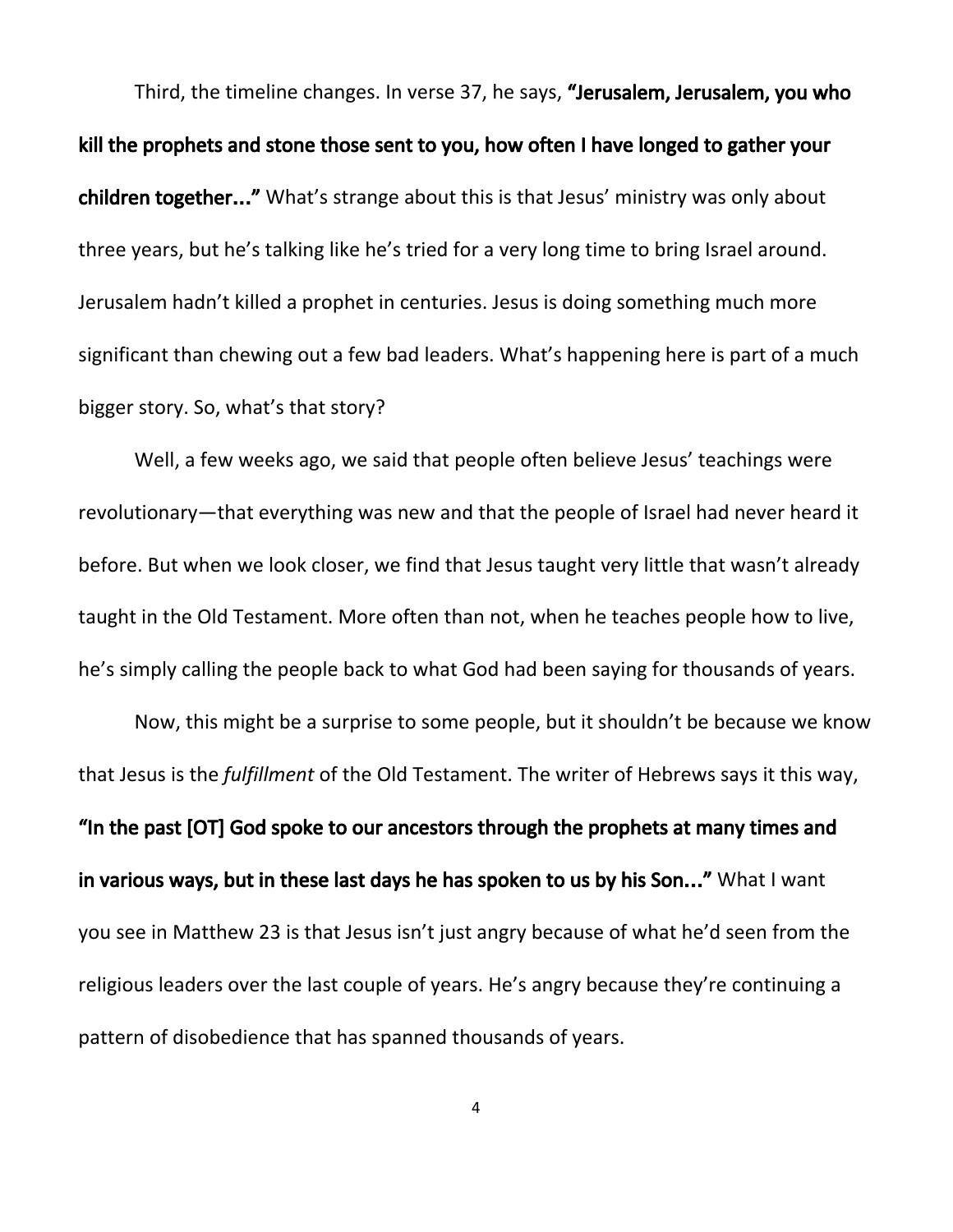Third, the timeline changes. In verse 37, he says, **"Jerusalem, Jerusalem, you who kill the prophets and stone those sent to you, how often I have longed to gather your children together..."** What's strange about this is that Jesus' ministry was only about three years, but he's talking like he's tried for a very long time to bring Israel around. Jerusalem hadn't killed a prophet in centuries. Jesus is doing something much more significant than chewing out a few bad leaders. What's happening here is part of a much bigger story. So, what's that story?

Well, a few weeks ago, we said that people often believe Jesus' teachings were revolutionary—that everything was new and that the people of Israel had never heard it before. But when we look closer, we find that Jesus taught very little that wasn't already taught in the Old Testament. More often than not, when he teaches people how to live, he's simply calling the people back to what God had been saying for thousands of years.

Now, this might be a surprise to some people, but it shouldn't be because we know that Jesus is the *fulfillment* of the Old Testament. The writer of Hebrews says it this way, **"In the past [OT] God spoke to our ancestors through the prophets at many times and in various ways, but in these last days he has spoken to us by his Son..."** What I want you see in Matthew 23 is that Jesus isn't just angry because of what he'd seen from the religious leaders over the last couple of years. He's angry because they're continuing a pattern of disobedience that has spanned thousands of years.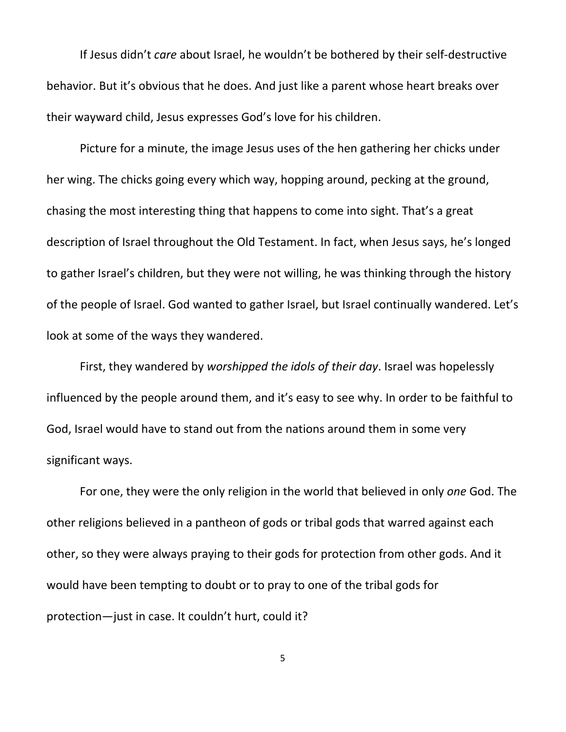If Jesus didn't *care* about Israel, he wouldn't be bothered by their self-destructive behavior. But it's obvious that he does. And just like a parent whose heart breaks over their wayward child, Jesus expresses God's love for his children.

Picture for a minute, the image Jesus uses of the hen gathering her chicks under her wing. The chicks going every which way, hopping around, pecking at the ground, chasing the most interesting thing that happens to come into sight. That's a great description of Israel throughout the Old Testament. In fact, when Jesus says, he's longed to gather Israel's children, but they were not willing, he was thinking through the history of the people of Israel. God wanted to gather Israel, but Israel continually wandered. Let's look at some of the ways they wandered.

First, they wandered by *worshipped the idols of their day*. Israel was hopelessly influenced by the people around them, and it's easy to see why. In order to be faithful to God, Israel would have to stand out from the nations around them in some very significant ways.

For one, they were the only religion in the world that believed in only *one* God. The other religions believed in a pantheon of gods or tribal gods that warred against each other, so they were always praying to their gods for protection from other gods. And it would have been tempting to doubt or to pray to one of the tribal gods for protection—just in case. It couldn't hurt, could it?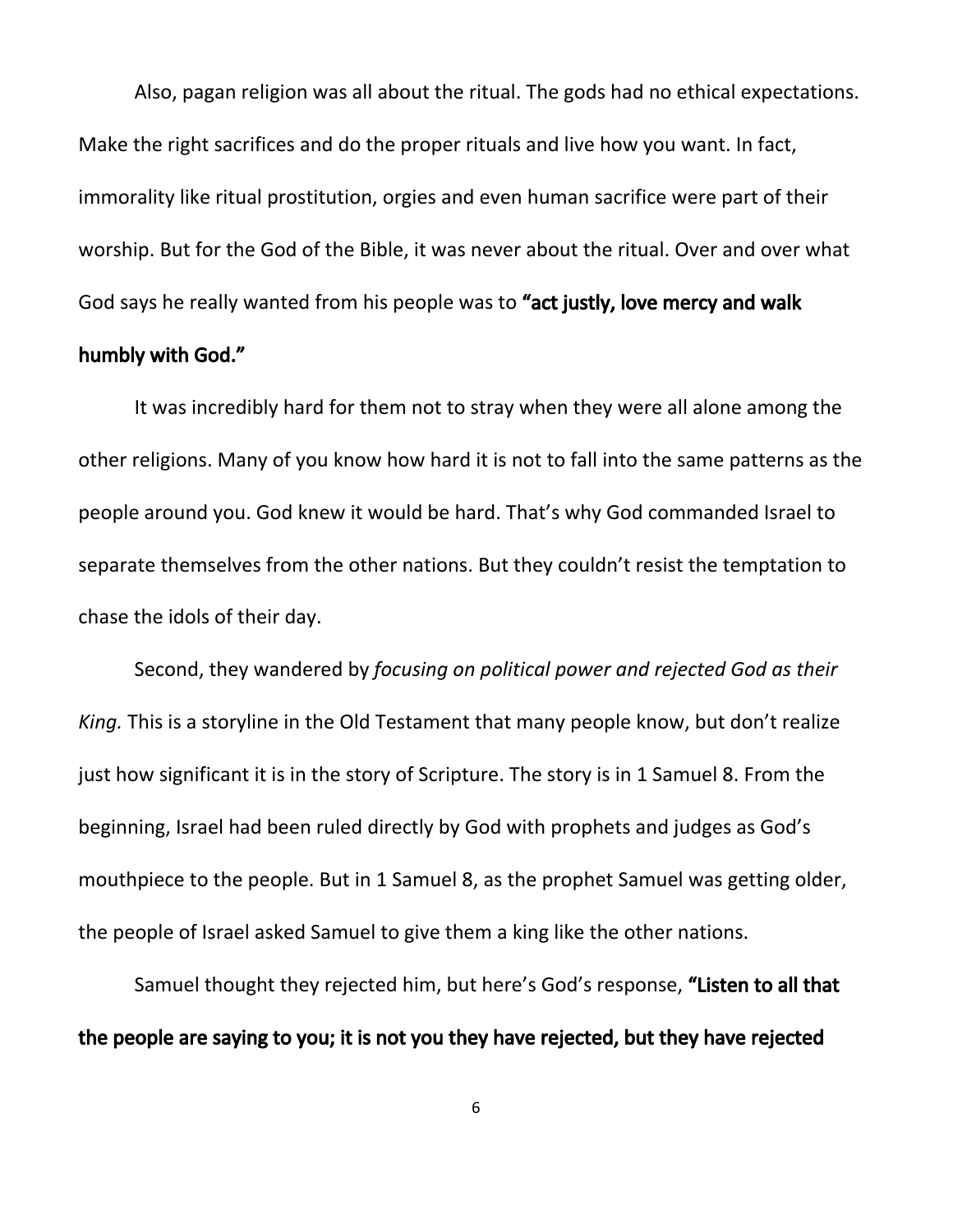Also, pagan religion was all about the ritual. The gods had no ethical expectations. Make the right sacrifices and do the proper rituals and live how you want. In fact, immorality like ritual prostitution, orgies and even human sacrifice were part of their worship. But for the God of the Bible, it was never about the ritual. Over and over what God says he really wanted from his people was to **"act justly, love mercy and walk humbly with God."**

It was incredibly hard for them not to stray when they were all alone among the other religions. Many of you know how hard it is not to fall into the same patterns as the people around you. God knew it would be hard. That's why God commanded Israel to separate themselves from the other nations. But they couldn't resist the temptation to chase the idols of their day.

Second, they wandered by *focusing on political power and rejected God as their King.* This is a storyline in the Old Testament that many people know, but don't realize just how significant it is in the story of Scripture. The story is in 1 Samuel 8. From the beginning, Israel had been ruled directly by God with prophets and judges as God's mouthpiece to the people. But in 1 Samuel 8, as the prophet Samuel was getting older, the people of Israel asked Samuel to give them a king like the other nations.

Samuel thought they rejected him, but here's God's response, **"Listen to all that the people are saying to you; it is not you they have rejected, but they have rejected**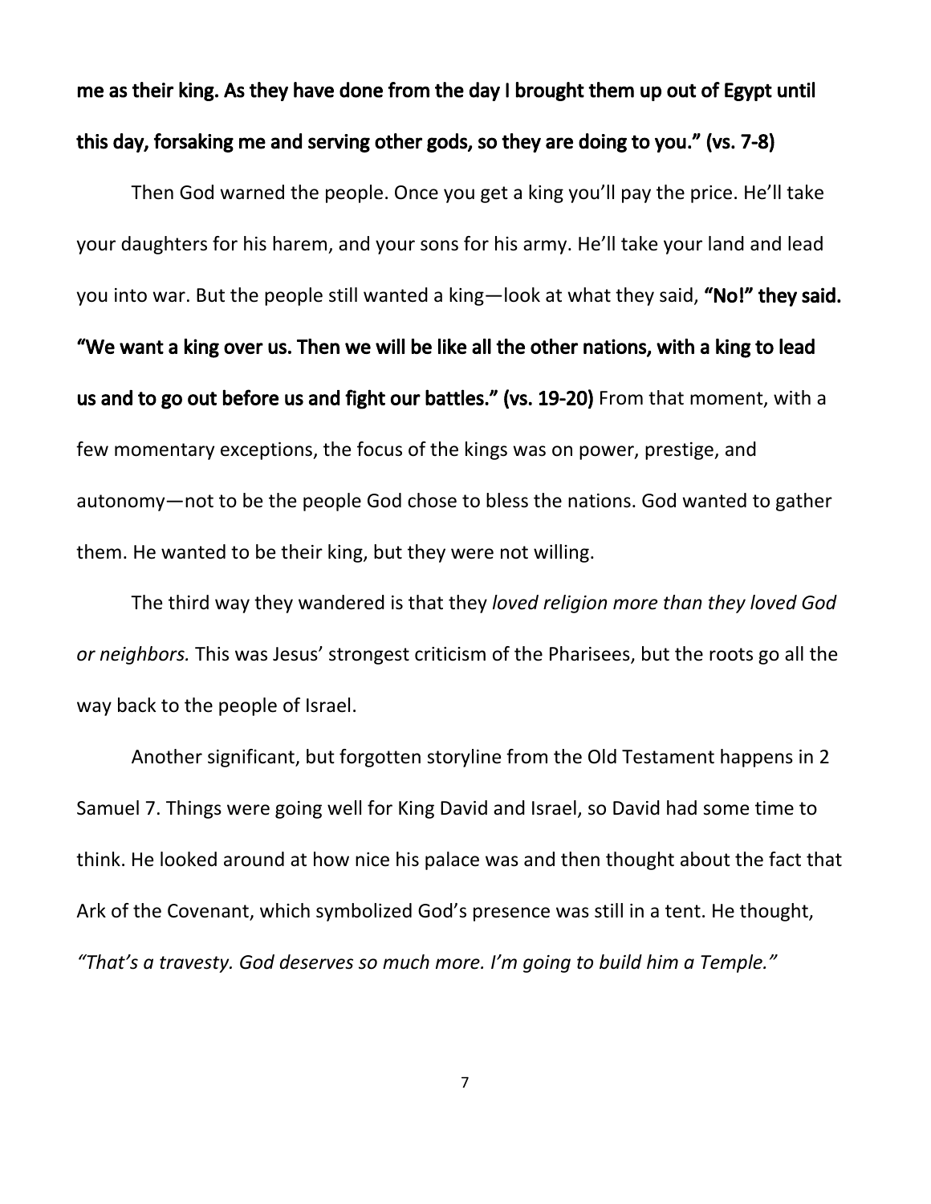**me as their king. As they have done from the day I brought them up out of Egypt until this day, forsaking me and serving other gods, so they are doing to you." (vs. 7-8)**

Then God warned the people. Once you get a king you'll pay the price. He'll take your daughters for his harem, and your sons for his army. He'll take your land and lead you into war. But the people still wanted a king—look at what they said, **"No!" they said. "We want a king over us. Then we will be like all the other nations, with a king to lead us and to go out before us and fight our battles." (vs. 19-20)** From that moment, with a few momentary exceptions, the focus of the kings was on power, prestige, and autonomy—not to be the people God chose to bless the nations. God wanted to gather them. He wanted to be their king, but they were not willing.

The third way they wandered is that they *loved religion more than they loved God or neighbors.* This was Jesus' strongest criticism of the Pharisees, but the roots go all the way back to the people of Israel.

Another significant, but forgotten storyline from the Old Testament happens in 2 Samuel 7. Things were going well for King David and Israel, so David had some time to think. He looked around at how nice his palace was and then thought about the fact that Ark of the Covenant, which symbolized God's presence was still in a tent. He thought, *"That's a travesty. God deserves so much more. I'm going to build him a Temple."*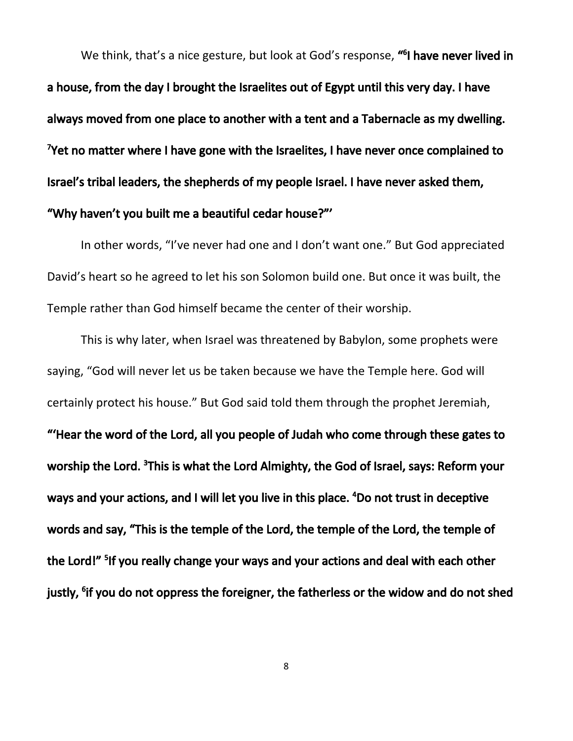We think, that's a nice gesture, but look at God's response, **"[6]I have never lived in a house, from the day I brought the Israelites out of Egypt until this very day. I have always moved from one place to another with a tent and a Tabernacle as my dwelling. [7]Yet no matter where I have gone with the Israelites, I have never once complained to Israel's tribal leaders, the shepherds of my people Israel. I have never asked them, "Why haven't you built me a beautiful cedar house?"'**

In other words, "I've never had one and I don't want one." But God appreciated David's heart so he agreed to let his son Solomon build one. But once it was built, the Temple rather than God himself became the center of their worship.

This is why later, when Israel was threatened by Babylon, some prophets were saying, "God will never let us be taken because we have the Temple here. God will certainly protect his house." But God said told them through the prophet Jeremiah, **"'Hear the word of the Lord, all you people of Judah who come through these gates to worship the Lord. [3]This is what the Lord Almighty, the God of Israel, says: Reform your ways and your actions, and I will let you live in this place. [4]Do not trust in deceptive words and say, "This is the temple of the Lord, the temple of the Lord, the temple of the Lord!" [5]If you really change your ways and your actions and deal with each other justly, [6]if you do not oppress the foreigner, the fatherless or the widow and do not shed**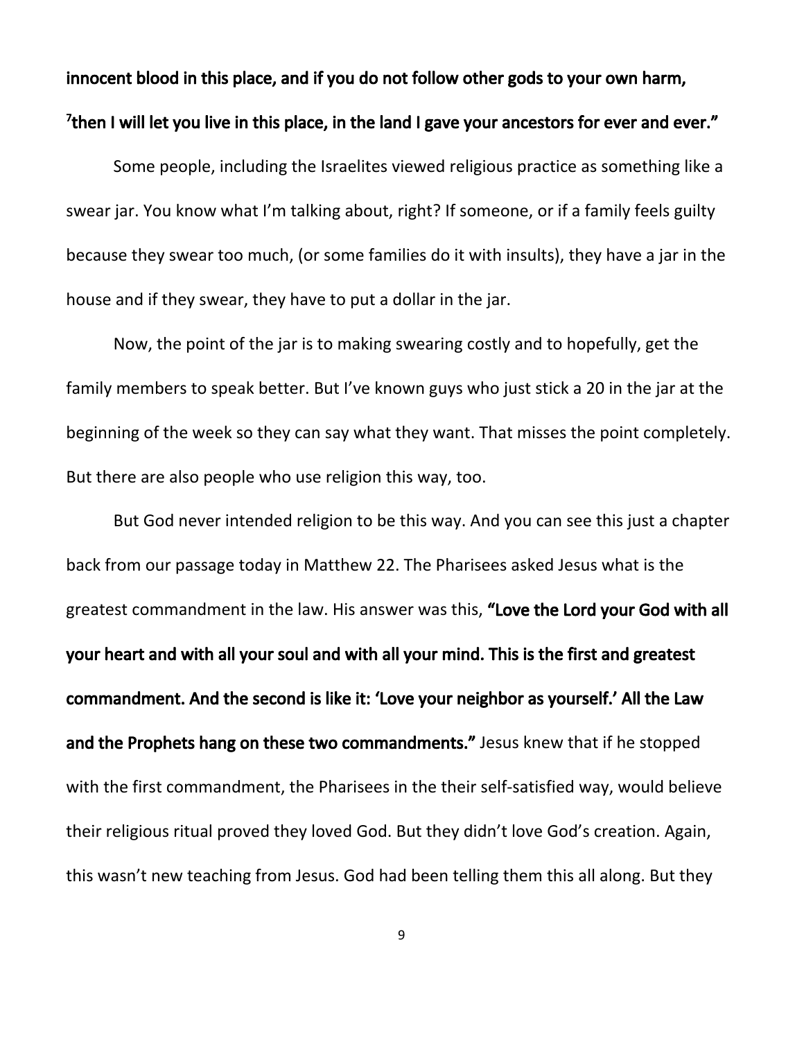**innocent blood in this place, and if you do not follow other gods to your own harm, [7]then I will let you live in this place, in the land I gave your ancestors for ever and ever."**

Some people, including the Israelites viewed religious practice as something like a swear jar. You know what I'm talking about, right? If someone, or if a family feels guilty because they swear too much, (or some families do it with insults), they have a jar in the house and if they swear, they have to put a dollar in the jar.

Now, the point of the jar is to making swearing costly and to hopefully, get the family members to speak better. But I've known guys who just stick a 20 in the jar at the beginning of the week so they can say what they want. That misses the point completely. But there are also people who use religion this way, too.

But God never intended religion to be this way. And you can see this just a chapter back from our passage today in Matthew 22. The Pharisees asked Jesus what is the greatest commandment in the law. His answer was this, **"Love the Lord your God with all your heart and with all your soul and with all your mind. This is the first and greatest commandment. And the second is like it: 'Love your neighbor as yourself.' All the Law and the Prophets hang on these two commandments."** Jesus knew that if he stopped with the first commandment, the Pharisees in the their self-satisfied way, would believe their religious ritual proved they loved God. But they didn't love God's creation. Again, this wasn't new teaching from Jesus. God had been telling them this all along. But they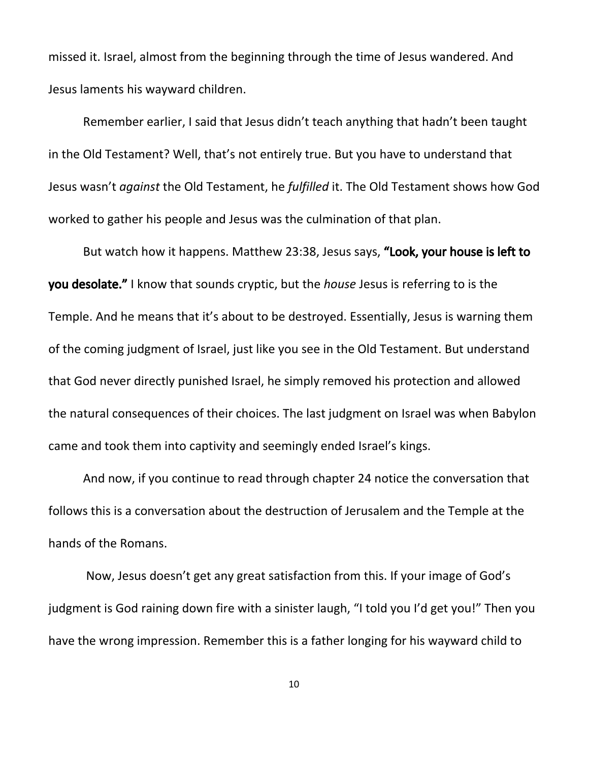missed it. Israel, almost from the beginning through the time of Jesus wandered. And Jesus laments his wayward children.

Remember earlier, I said that Jesus didn't teach anything that hadn't been taught in the Old Testament? Well, that's not entirely true. But you have to understand that Jesus wasn't *against* the Old Testament, he *fulfilled* it. The Old Testament shows how God worked to gather his people and Jesus was the culmination of that plan.

But watch how it happens. Matthew 23:38, Jesus says, **"Look, your house is left to you desolate."** I know that sounds cryptic, but the *house* Jesus is referring to is the Temple. And he means that it's about to be destroyed. Essentially, Jesus is warning them of the coming judgment of Israel, just like you see in the Old Testament. But understand that God never directly punished Israel, he simply removed his protection and allowed the natural consequences of their choices. The last judgment on Israel was when Babylon came and took them into captivity and seemingly ended Israel's kings.

And now, if you continue to read through chapter 24 notice the conversation that follows this is a conversation about the destruction of Jerusalem and the Temple at the hands of the Romans.

Now, Jesus doesn't get any great satisfaction from this. If your image of God's judgment is God raining down fire with a sinister laugh, "I told you I'd get you!" Then you have the wrong impression. Remember this is a father longing for his wayward child to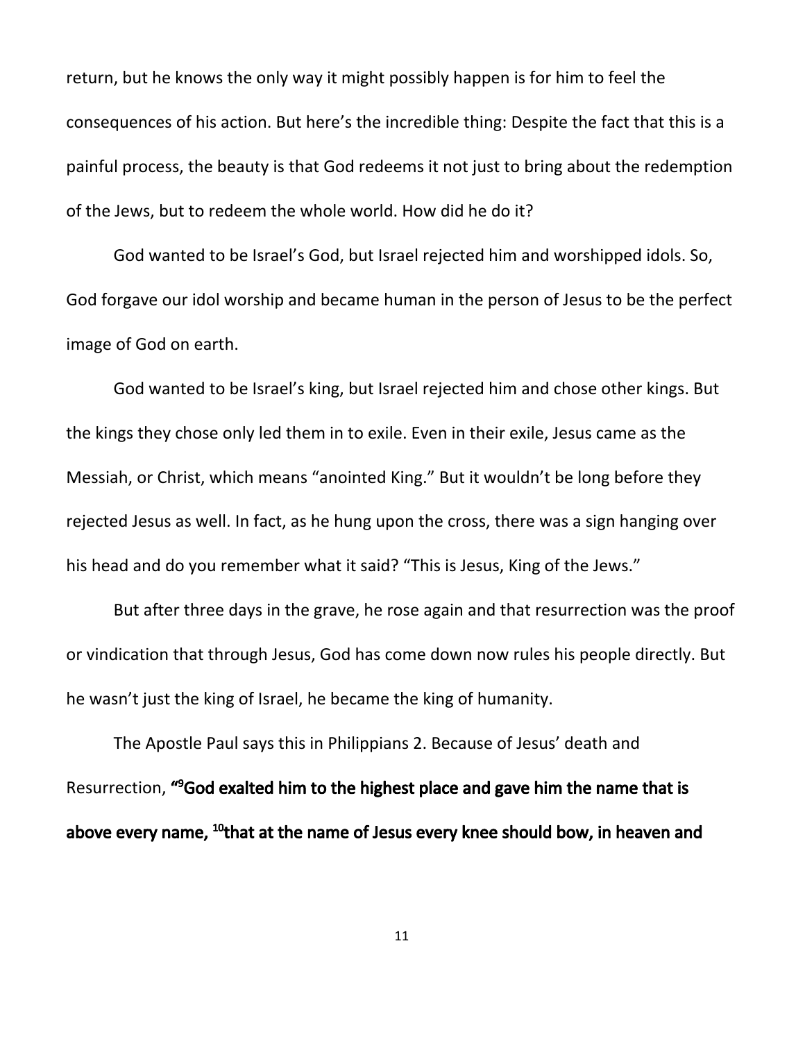return, but he knows the only way it might possibly happen is for him to feel the consequences of his action. But here's the incredible thing: Despite the fact that this is a painful process, the beauty is that God redeems it not just to bring about the redemption of the Jews, but to redeem the whole world. How did he do it?

God wanted to be Israel's God, but Israel rejected him and worshipped idols. So, God forgave our idol worship and became human in the person of Jesus to be the perfect image of God on earth.

God wanted to be Israel's king, but Israel rejected him and chose other kings. But the kings they chose only led them in to exile. Even in their exile, Jesus came as the Messiah, or Christ, which means "anointed King." But it wouldn't be long before they rejected Jesus as well. In fact, as he hung upon the cross, there was a sign hanging over his head and do you remember what it said? "This is Jesus, King of the Jews."

But after three days in the grave, he rose again and that resurrection was the proof or vindication that through Jesus, God has come down now rules his people directly. But he wasn't just the king of Israel, he became the king of humanity.

The Apostle Paul says this in Philippians 2. Because of Jesus' death and Resurrection, **"[9]God exalted him to the highest place and gave him the name that is above every name, [10]that at the name of Jesus every knee should bow, in heaven and**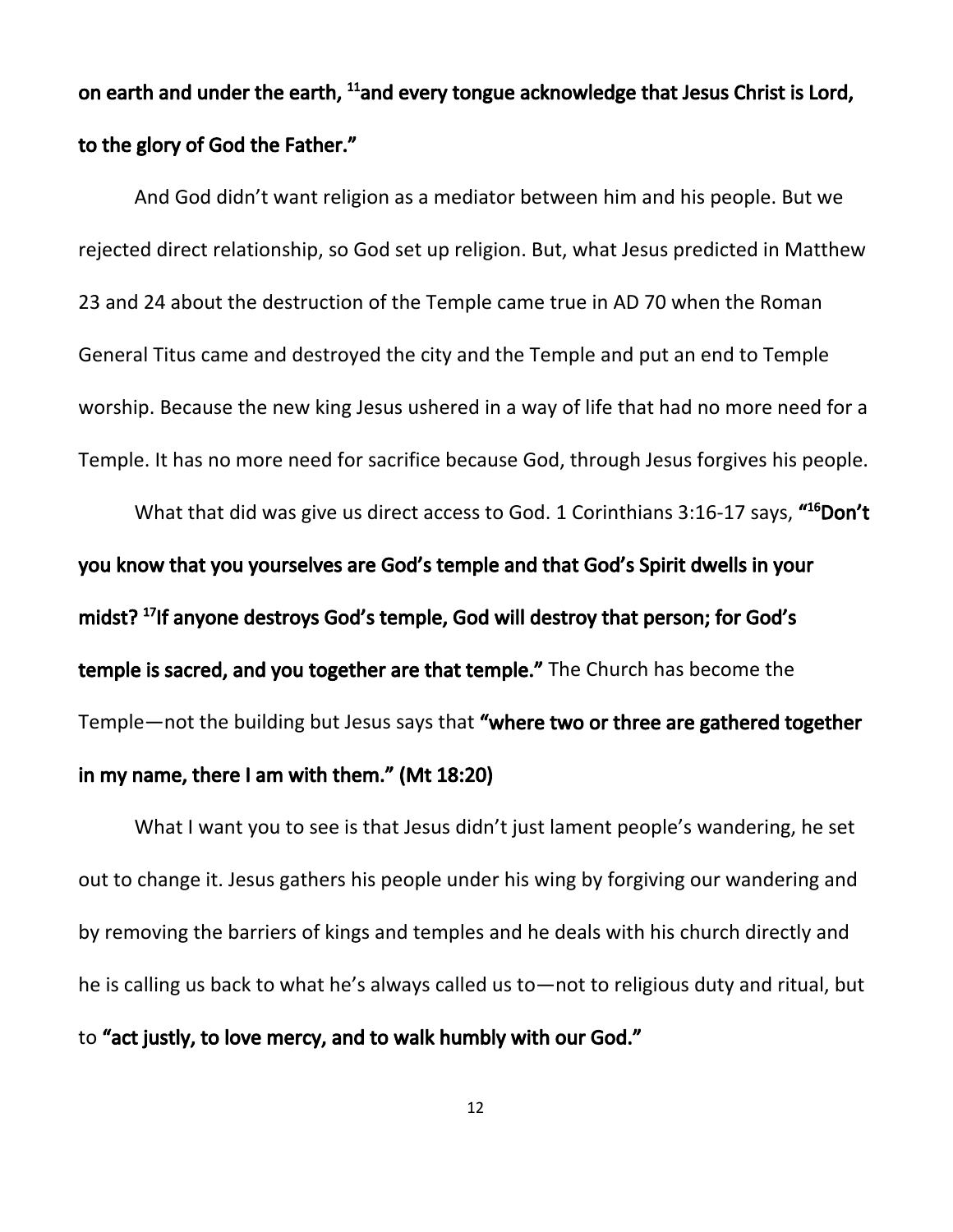**on earth and under the earth, [11]and every tongue acknowledge that Jesus Christ is Lord, to the glory of God the Father."**

And God didn't want religion as a mediator between him and his people. But we rejected direct relationship, so God set up religion. But, what Jesus predicted in Matthew 23 and 24 about the destruction of the Temple came true in AD 70 when the Roman General Titus came and destroyed the city and the Temple and put an end to Temple worship. Because the new king Jesus ushered in a way of life that had no more need for a Temple. It has no more need for sacrifice because God, through Jesus forgives his people.

What that did was give us direct access to God. 1 Corinthians 3:16-17 says, **"[16]Don't you know that you yourselves are God's temple and that God's Spirit dwells in your midst? [17]If anyone destroys God's temple, God will destroy that person; for God's temple is sacred, and you together are that temple."** The Church has become the Temple—not the building but Jesus says that **"where two or three are gathered together in my name, there I am with them." (Mt 18:20)**

What I want you to see is that Jesus didn't just lament people's wandering, he set out to change it. Jesus gathers his people under his wing by forgiving our wandering and by removing the barriers of kings and temples and he deals with his church directly and he is calling us back to what he's always called us to—not to religious duty and ritual, but to **"act justly, to love mercy, and to walk humbly with our God."**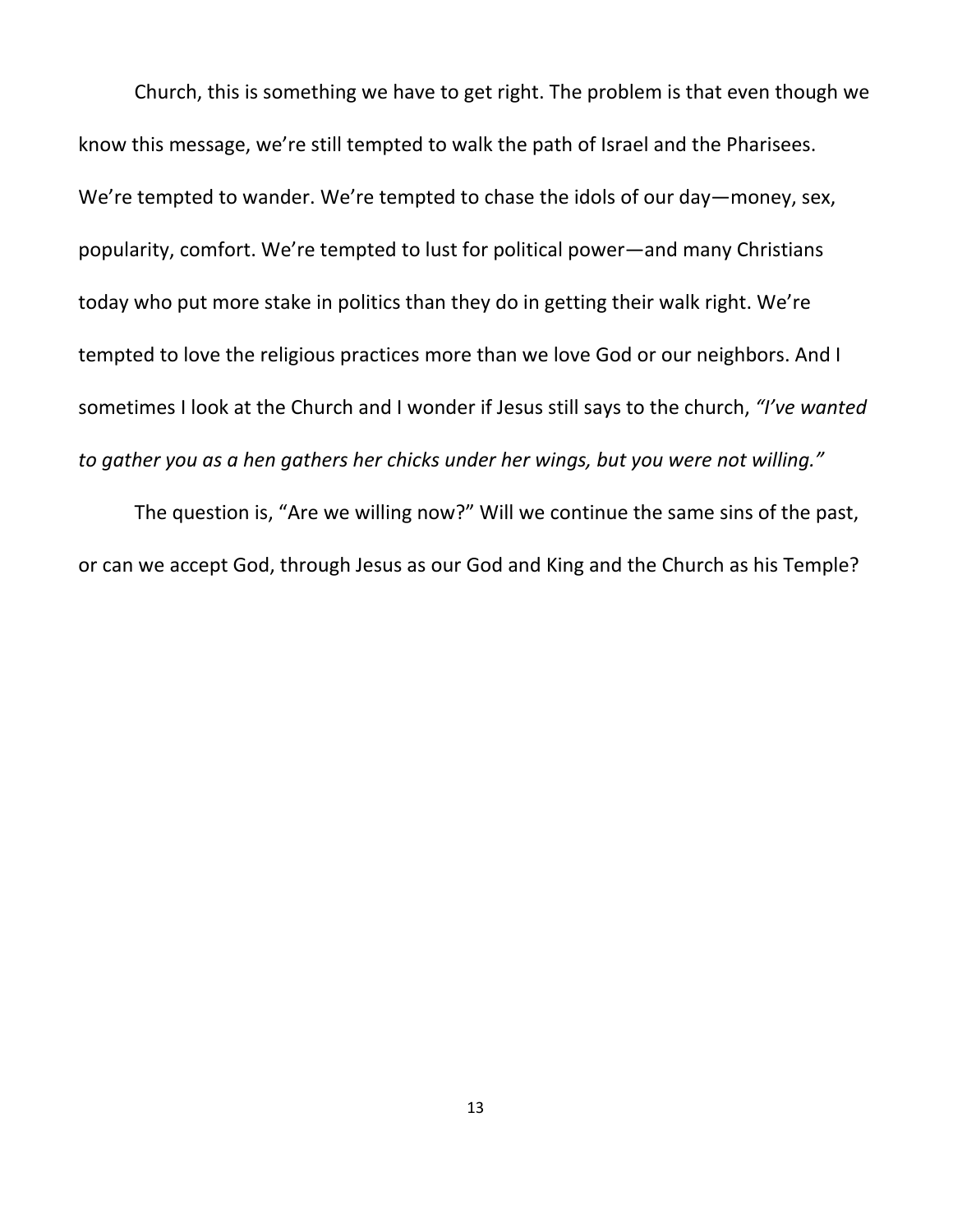Church, this is something we have to get right. The problem is that even though we know this message, we're still tempted to walk the path of Israel and the Pharisees. We're tempted to wander. We're tempted to chase the idols of our day—money, sex, popularity, comfort. We're tempted to lust for political power—and many Christians today who put more stake in politics than they do in getting their walk right. We're tempted to love the religious practices more than we love God or our neighbors. And I sometimes I look at the Church and I wonder if Jesus still says to the church, *"I've wanted to gather you as a hen gathers her chicks under her wings, but you were not willing."*

The question is, "Are we willing now?" Will we continue the same sins of the past, or can we accept God, through Jesus as our God and King and the Church as his Temple?